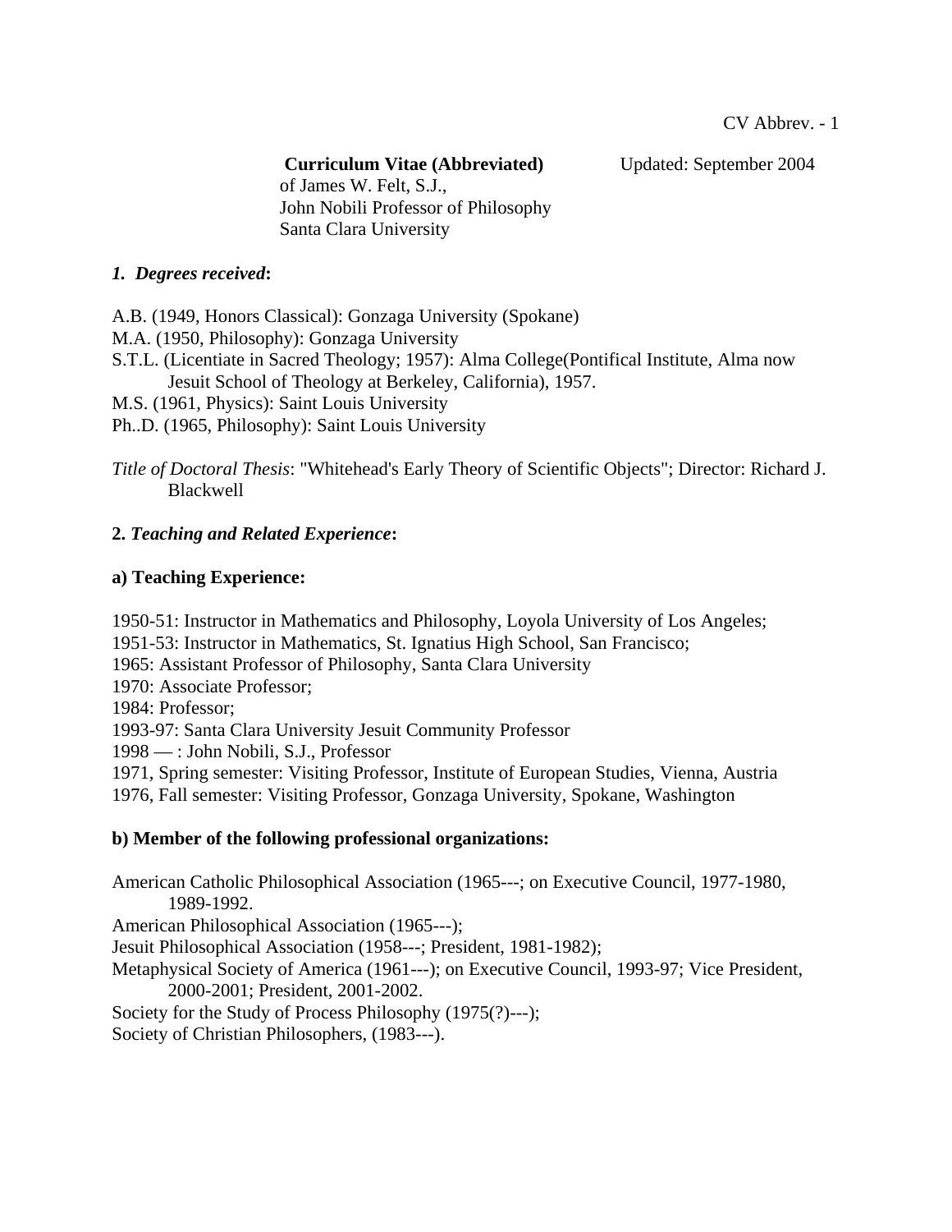**Curriculum Vitae (Abbreviated)** Updated: September 2004

of James W. Felt, S.J.,
John Nobili Professor of Philosophy
Santa Clara University

### *1. Degrees received*:

A.B. (1949, Honors Classical): Gonzaga University (Spokane)
M.A. (1950, Philosophy): Gonzaga University
S.T.L. (Licentiate in Sacred Theology; 1957): Alma College(Pontifical Institute, Alma now Jesuit School of Theology at Berkeley, California), 1957.
M.S. (1961, Physics): Saint Louis University
Ph..D. (1965, Philosophy): Saint Louis University

*Title of Doctoral Thesis*: "Whitehead's Early Theory of Scientific Objects"; Director: Richard J. Blackwell

### **2.** ***Teaching and Related Experience*:**

#### a) Teaching Experience:

1950-51: Instructor in Mathematics and Philosophy, Loyola University of Los Angeles;
1951-53: Instructor in Mathematics, St. Ignatius High School, San Francisco;
1965: Assistant Professor of Philosophy, Santa Clara University
1970: Associate Professor;
1984: Professor;
1993-97: Santa Clara University Jesuit Community Professor
1998 — : John Nobili, S.J., Professor
1971, Spring semester: Visiting Professor, Institute of European Studies, Vienna, Austria
1976, Fall semester: Visiting Professor, Gonzaga University, Spokane, Washington

#### b) Member of the following professional organizations:

American Catholic Philosophical Association (1965---; on Executive Council, 1977-1980, 1989-1992.
American Philosophical Association (1965---);
Jesuit Philosophical Association (1958---; President, 1981-1982);
Metaphysical Society of America (1961---); on Executive Council, 1993-97; Vice President, 2000-2001; President, 2001-2002.
Society for the Study of Process Philosophy (1975(?)---);
Society of Christian Philosophers, (1983---).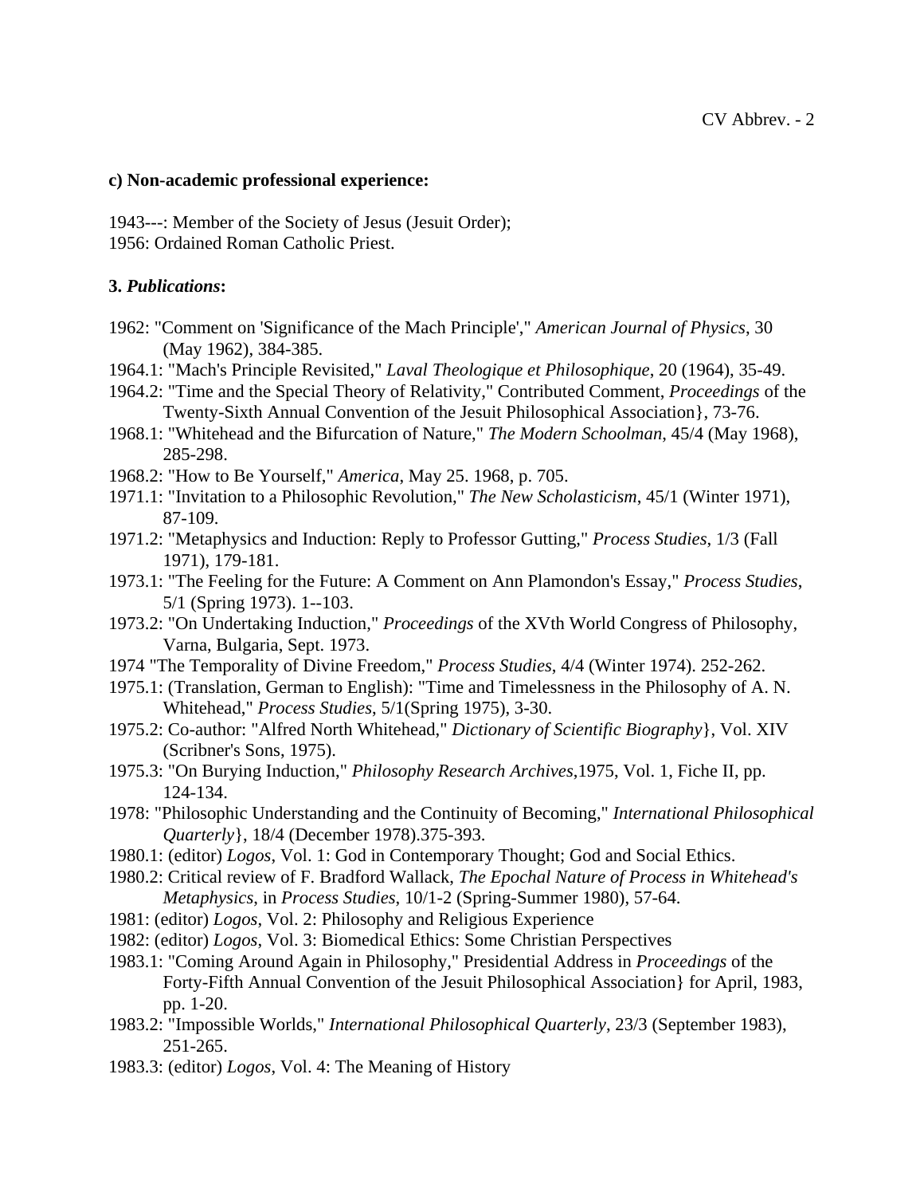**c) Non-academic professional experience:**

1943---: Member of the Society of Jesus (Jesuit Order);
1956: Ordained Roman Catholic Priest.

**3. *Publications*:**

- 1962: "Comment on 'Significance of the Mach Principle'," *American Journal of Physics*, 30 (May 1962), 384-385.
- 1964.1: "Mach's Principle Revisited," *Laval Theologique et Philosophique*, 20 (1964), 35-49.
- 1964.2: "Time and the Special Theory of Relativity," Contributed Comment, *Proceedings* of the Twenty-Sixth Annual Convention of the Jesuit Philosophical Association}, 73-76.
- 1968.1: "Whitehead and the Bifurcation of Nature," *The Modern Schoolman*, 45/4 (May 1968), 285-298.
- 1968.2: "How to Be Yourself," *America*, May 25. 1968, p. 705.
- 1971.1: "Invitation to a Philosophic Revolution," *The New Scholasticism*, 45/1 (Winter 1971), 87-109.
- 1971.2: "Metaphysics and Induction: Reply to Professor Gutting," *Process Studies*, 1/3 (Fall 1971), 179-181.
- 1973.1: "The Feeling for the Future: A Comment on Ann Plamondon's Essay," *Process Studies*, 5/1 (Spring 1973). 1--103.
- 1973.2: "On Undertaking Induction," *Proceedings* of the XVth World Congress of Philosophy, Varna, Bulgaria, Sept. 1973.
- 1974 "The Temporality of Divine Freedom," *Process Studies*, 4/4 (Winter 1974). 252-262.
- 1975.1: (Translation, German to English): "Time and Timelessness in the Philosophy of A. N. Whitehead," *Process Studies*, 5/1(Spring 1975), 3-30.
- 1975.2: Co-author: "Alfred North Whitehead," *Dictionary of Scientific Biography*}, Vol. XIV (Scribner's Sons, 1975).
- 1975.3: "On Burying Induction," *Philosophy Research Archives*,1975, Vol. 1, Fiche II, pp. 124-134.
- 1978: "Philosophic Understanding and the Continuity of Becoming," *International Philosophical Quarterly*}, 18/4 (December 1978).375-393.
- 1980.1: (editor) *Logos*, Vol. 1: God in Contemporary Thought; God and Social Ethics.
- 1980.2: Critical review of F. Bradford Wallack, *The Epochal Nature of Process in Whitehead's Metaphysics*, in *Process Studies*, 10/1-2 (Spring-Summer 1980), 57-64.
- 1981: (editor) *Logos*, Vol. 2: Philosophy and Religious Experience
- 1982: (editor) *Logos*, Vol. 3: Biomedical Ethics: Some Christian Perspectives
- 1983.1: "Coming Around Again in Philosophy," Presidential Address in *Proceedings* of the Forty-Fifth Annual Convention of the Jesuit Philosophical Association} for April, 1983, pp. 1-20.
- 1983.2: "Impossible Worlds," *International Philosophical Quarterly*, 23/3 (September 1983), 251-265.
- 1983.3: (editor) *Logos*, Vol. 4: The Meaning of History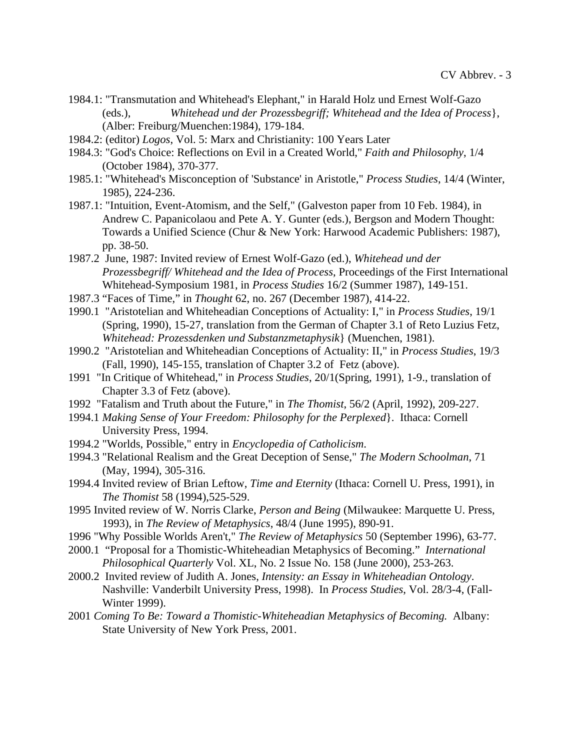1984.1: "Transmutation and Whitehead's Elephant," in Harald Holz und Ernest Wolf-Gazo (eds.), *Whitehead und der Prozessbegriff; Whitehead and the Idea of Process*}, (Alber: Freiburg/Muenchen:1984), 179-184.

1984.2: (editor) *Logos*, Vol. 5: Marx and Christianity: 100 Years Later

1984.3: "God's Choice: Reflections on Evil in a Created World," *Faith and Philosophy*, 1/4 (October 1984), 370-377.

1985.1: "Whitehead's Misconception of 'Substance' in Aristotle," *Process Studies*, 14/4 (Winter, 1985), 224-236.

1987.1: "Intuition, Event-Atomism, and the Self," (Galveston paper from 10 Feb. 1984), in Andrew C. Papanicolaou and Pete A. Y. Gunter (eds.), Bergson and Modern Thought: Towards a Unified Science (Chur & New York: Harwood Academic Publishers: 1987), pp. 38-50.

1987.2 June, 1987: Invited review of Ernest Wolf-Gazo (ed.), *Whitehead und der Prozessbegriff/ Whitehead and the Idea of Process*, Proceedings of the First International Whitehead-Symposium 1981, in *Process Studies* 16/2 (Summer 1987), 149-151.

1987.3 "Faces of Time," in *Thought* 62, no. 267 (December 1987), 414-22.

1990.1 "Aristotelian and Whiteheadian Conceptions of Actuality: I," in *Process Studies*, 19/1 (Spring, 1990), 15-27, translation from the German of Chapter 3.1 of Reto Luzius Fetz, *Whitehead: Prozessdenken und Substanzmetaphysik*} (Muenchen, 1981).

1990.2 "Aristotelian and Whiteheadian Conceptions of Actuality: II," in *Process Studies*, 19/3 (Fall, 1990), 145-155, translation of Chapter 3.2 of Fetz (above).

1991 "In Critique of Whitehead," in *Process Studies*, 20/1(Spring, 1991), 1-9., translation of Chapter 3.3 of Fetz (above).

1992 "Fatalism and Truth about the Future," in *The Thomist*, 56/2 (April, 1992), 209-227.

1994.1 *Making Sense of Your Freedom: Philosophy for the Perplexed*}. Ithaca: Cornell University Press, 1994.

1994.2 "Worlds, Possible," entry in *Encyclopedia of Catholicism*.

1994.3 "Relational Realism and the Great Deception of Sense," *The Modern Schoolman*, 71 (May, 1994), 305-316.

1994.4 Invited review of Brian Leftow, *Time and Eternity* (Ithaca: Cornell U. Press, 1991), in *The Thomist* 58 (1994),525-529.

1995 Invited review of W. Norris Clarke, *Person and Being* (Milwaukee: Marquette U. Press, 1993), in *The Review of Metaphysics*, 48/4 (June 1995), 890-91.

1996 "Why Possible Worlds Aren't," *The Review of Metaphysics* 50 (September 1996), 63-77.

2000.1 "Proposal for a Thomistic-Whiteheadian Metaphysics of Becoming." *International Philosophical Quarterly* Vol. XL, No. 2 Issue No. 158 (June 2000), 253-263.

2000.2 Invited review of Judith A. Jones, *Intensity: an Essay in Whiteheadian Ontology*. Nashville: Vanderbilt University Press, 1998). In *Process Studies*, Vol. 28/3-4, (Fall-Winter 1999).

2001 *Coming To Be: Toward a Thomistic-Whiteheadian Metaphysics of Becoming.* Albany: State University of New York Press, 2001.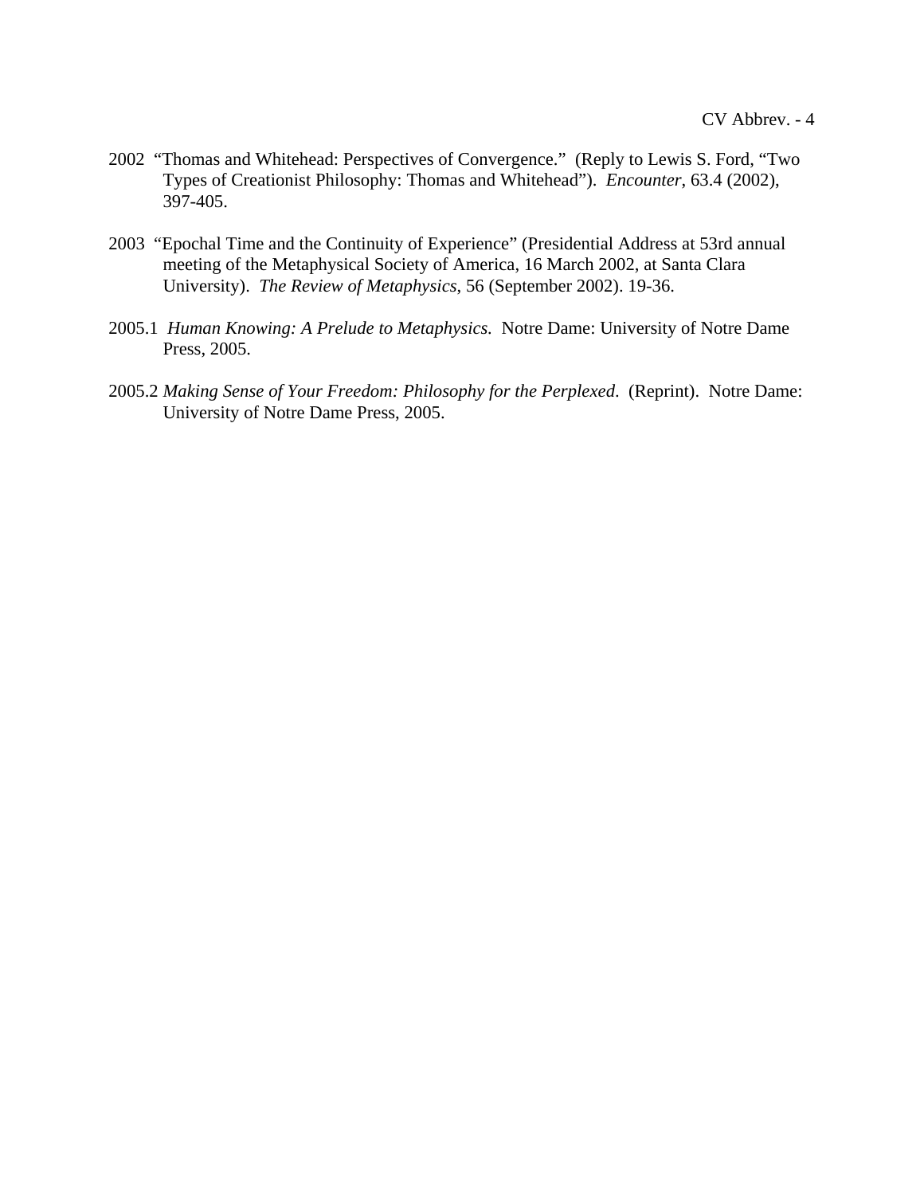2002 "Thomas and Whitehead: Perspectives of Convergence." (Reply to Lewis S. Ford, "Two Types of Creationist Philosophy: Thomas and Whitehead"). *Encounter*, 63.4 (2002), 397-405.

2003 "Epochal Time and the Continuity of Experience" (Presidential Address at 53rd annual meeting of the Metaphysical Society of America, 16 March 2002, at Santa Clara University). *The Review of Metaphysics*, 56 (September 2002). 19-36.

2005.1 *Human Knowing: A Prelude to Metaphysics.* Notre Dame: University of Notre Dame Press, 2005.

2005.2 *Making Sense of Your Freedom: Philosophy for the Perplexed*. (Reprint). Notre Dame: University of Notre Dame Press, 2005.